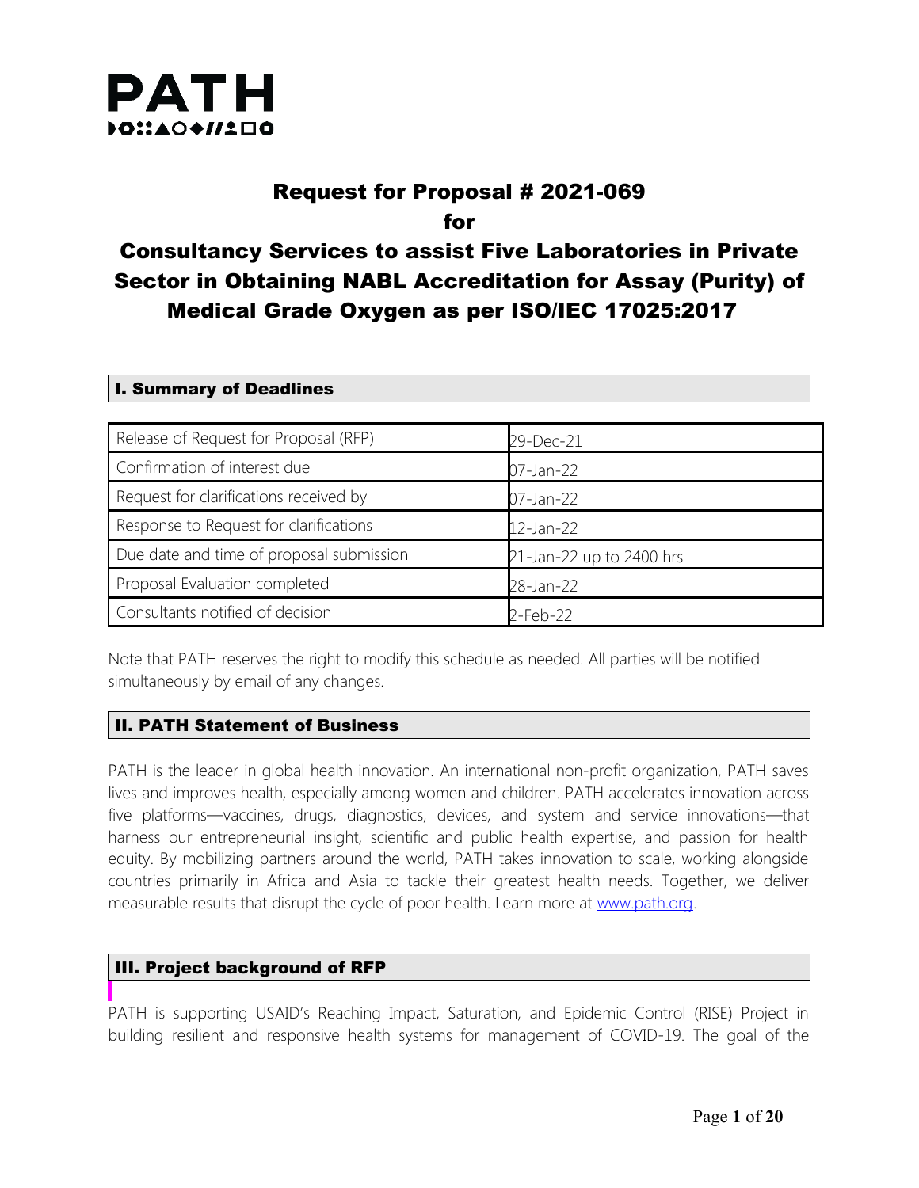PATH

# Request for Proposal # 2021-069
# for
# Consultancy Services to assist Five Laboratories in Private Sector in Obtaining NABL Accreditation for Assay (Purity) of Medical Grade Oxygen as per ISO/IEC 17025:2017

## I. Summary of Deadlines

| | |
|---|---|
| Release of Request for Proposal (RFP) | 29-Dec-21 |
| Confirmation of interest due | 07-Jan-22 |
| Request for clarifications received by | 07-Jan-22 |
| Response to Request for clarifications | 12-Jan-22 |
| Due date and time of proposal submission | 21-Jan-22 up to 2400 hrs |
| Proposal Evaluation completed | 28-Jan-22 |
| Consultants notified of decision | 2-Feb-22 |

Note that PATH reserves the right to modify this schedule as needed. All parties will be notified simultaneously by email of any changes.

## II. PATH Statement of Business

PATH is the leader in global health innovation. An international non-profit organization, PATH saves lives and improves health, especially among women and children. PATH accelerates innovation across five platforms—vaccines, drugs, diagnostics, devices, and system and service innovations—that harness our entrepreneurial insight, scientific and public health expertise, and passion for health equity. By mobilizing partners around the world, PATH takes innovation to scale, working alongside countries primarily in Africa and Asia to tackle their greatest health needs. Together, we deliver measurable results that disrupt the cycle of poor health. Learn more at www.path.org.

## III. Project background of RFP

PATH is supporting USAID's Reaching Impact, Saturation, and Epidemic Control (RISE) Project in building resilient and responsive health systems for management of COVID-19. The goal of the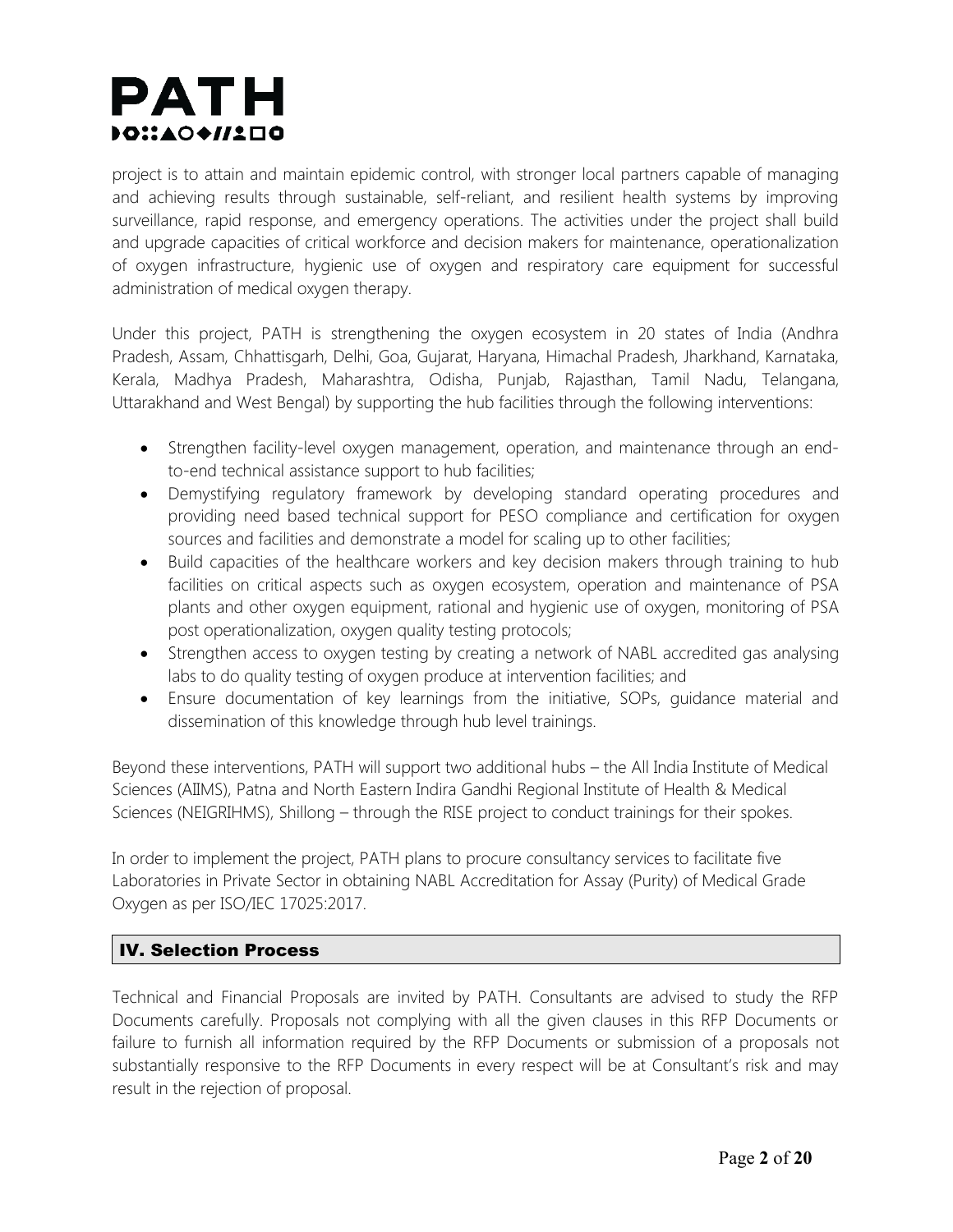project is to attain and maintain epidemic control, with stronger local partners capable of managing and achieving results through sustainable, self-reliant, and resilient health systems by improving surveillance, rapid response, and emergency operations. The activities under the project shall build and upgrade capacities of critical workforce and decision makers for maintenance, operationalization of oxygen infrastructure, hygienic use of oxygen and respiratory care equipment for successful administration of medical oxygen therapy.

Under this project, PATH is strengthening the oxygen ecosystem in 20 states of India (Andhra Pradesh, Assam, Chhattisgarh, Delhi, Goa, Gujarat, Haryana, Himachal Pradesh, Jharkhand, Karnataka, Kerala, Madhya Pradesh, Maharashtra, Odisha, Punjab, Rajasthan, Tamil Nadu, Telangana, Uttarakhand and West Bengal) by supporting the hub facilities through the following interventions:

- Strengthen facility-level oxygen management, operation, and maintenance through an end-to-end technical assistance support to hub facilities;
- Demystifying regulatory framework by developing standard operating procedures and providing need based technical support for PESO compliance and certification for oxygen sources and facilities and demonstrate a model for scaling up to other facilities;
- Build capacities of the healthcare workers and key decision makers through training to hub facilities on critical aspects such as oxygen ecosystem, operation and maintenance of PSA plants and other oxygen equipment, rational and hygienic use of oxygen, monitoring of PSA post operationalization, oxygen quality testing protocols;
- Strengthen access to oxygen testing by creating a network of NABL accredited gas analysing labs to do quality testing of oxygen produce at intervention facilities; and
- Ensure documentation of key learnings from the initiative, SOPs, guidance material and dissemination of this knowledge through hub level trainings.

Beyond these interventions, PATH will support two additional hubs – the All India Institute of Medical Sciences (AIIMS), Patna and North Eastern Indira Gandhi Regional Institute of Health & Medical Sciences (NEIGRIHMS), Shillong – through the RISE project to conduct trainings for their spokes.

In order to implement the project, PATH plans to procure consultancy services to facilitate five Laboratories in Private Sector in obtaining NABL Accreditation for Assay (Purity) of Medical Grade Oxygen as per ISO/IEC 17025:2017.

## IV. Selection Process

Technical and Financial Proposals are invited by PATH. Consultants are advised to study the RFP Documents carefully. Proposals not complying with all the given clauses in this RFP Documents or failure to furnish all information required by the RFP Documents or submission of a proposals not substantially responsive to the RFP Documents in every respect will be at Consultant's risk and may result in the rejection of proposal.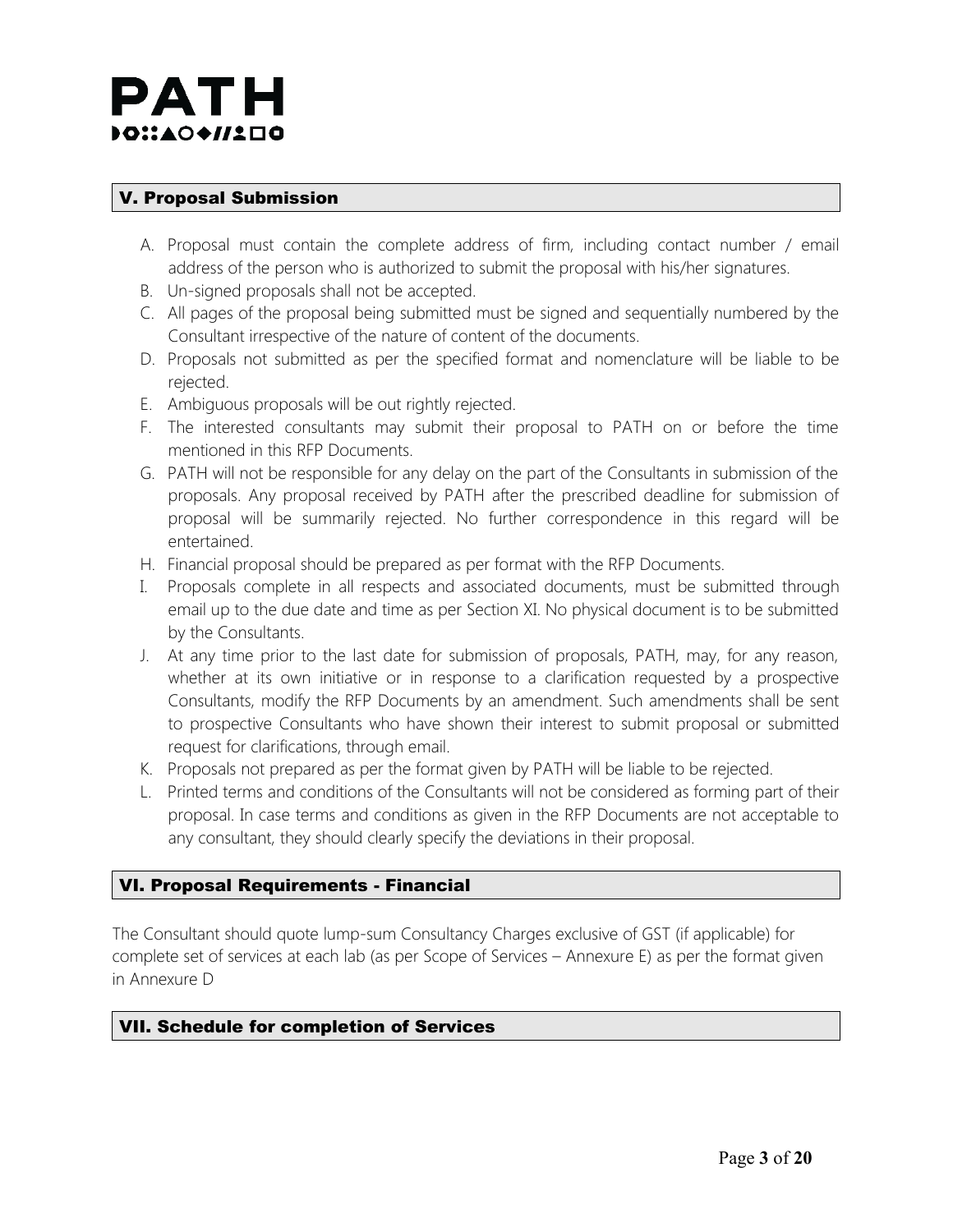## V. Proposal Submission

A. Proposal must contain the complete address of firm, including contact number / email address of the person who is authorized to submit the proposal with his/her signatures.
B. Un-signed proposals shall not be accepted.
C. All pages of the proposal being submitted must be signed and sequentially numbered by the Consultant irrespective of the nature of content of the documents.
D. Proposals not submitted as per the specified format and nomenclature will be liable to be rejected.
E. Ambiguous proposals will be out rightly rejected.
F. The interested consultants may submit their proposal to PATH on or before the time mentioned in this RFP Documents.
G. PATH will not be responsible for any delay on the part of the Consultants in submission of the proposals. Any proposal received by PATH after the prescribed deadline for submission of proposal will be summarily rejected. No further correspondence in this regard will be entertained.
H. Financial proposal should be prepared as per format with the RFP Documents.
I. Proposals complete in all respects and associated documents, must be submitted through email up to the due date and time as per Section XI. No physical document is to be submitted by the Consultants.
J. At any time prior to the last date for submission of proposals, PATH, may, for any reason, whether at its own initiative or in response to a clarification requested by a prospective Consultants, modify the RFP Documents by an amendment. Such amendments shall be sent to prospective Consultants who have shown their interest to submit proposal or submitted request for clarifications, through email.
K. Proposals not prepared as per the format given by PATH will be liable to be rejected.
L. Printed terms and conditions of the Consultants will not be considered as forming part of their proposal. In case terms and conditions as given in the RFP Documents are not acceptable to any consultant, they should clearly specify the deviations in their proposal.

## VI. Proposal Requirements - Financial

The Consultant should quote lump-sum Consultancy Charges exclusive of GST (if applicable) for complete set of services at each lab (as per Scope of Services – Annexure E) as per the format given in Annexure D

## VII. Schedule for completion of Services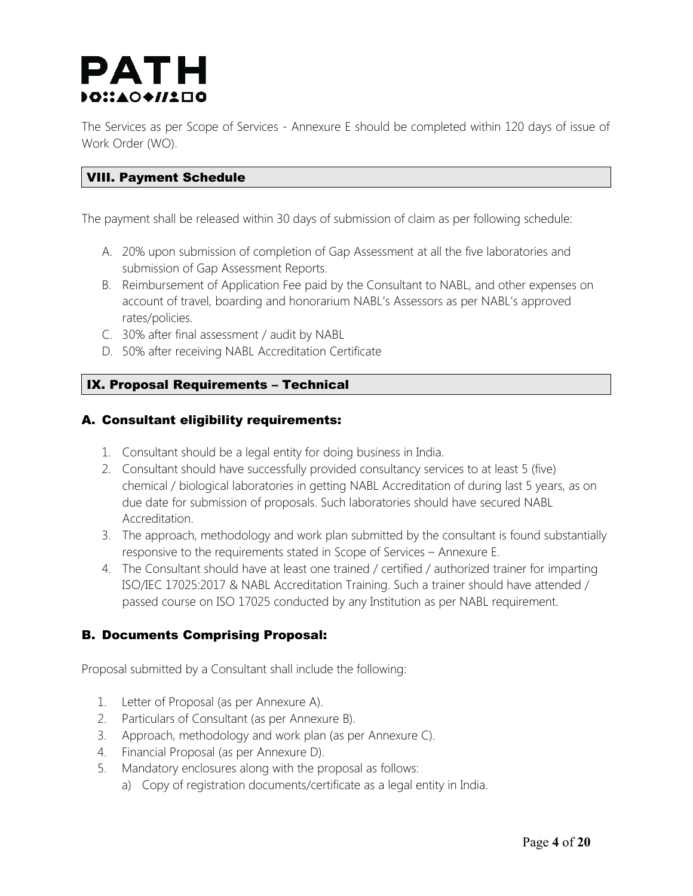The Services as per Scope of Services - Annexure E should be completed within 120 days of issue of Work Order (WO).

## VIII. Payment Schedule

The payment shall be released within 30 days of submission of claim as per following schedule:

A. 20% upon submission of completion of Gap Assessment at all the five laboratories and submission of Gap Assessment Reports.
B. Reimbursement of Application Fee paid by the Consultant to NABL, and other expenses on account of travel, boarding and honorarium NABL's Assessors as per NABL's approved rates/policies.
C. 30% after final assessment / audit by NABL
D. 50% after receiving NABL Accreditation Certificate

## IX. Proposal Requirements – Technical

### A. Consultant eligibility requirements:

1. Consultant should be a legal entity for doing business in India.
2. Consultant should have successfully provided consultancy services to at least 5 (five) chemical / biological laboratories in getting NABL Accreditation of during last 5 years, as on due date for submission of proposals. Such laboratories should have secured NABL Accreditation.
3. The approach, methodology and work plan submitted by the consultant is found substantially responsive to the requirements stated in Scope of Services – Annexure E.
4. The Consultant should have at least one trained / certified / authorized trainer for imparting ISO/IEC 17025:2017 & NABL Accreditation Training. Such a trainer should have attended / passed course on ISO 17025 conducted by any Institution as per NABL requirement.

### B. Documents Comprising Proposal:

Proposal submitted by a Consultant shall include the following:

1. Letter of Proposal (as per Annexure A).
2. Particulars of Consultant (as per Annexure B).
3. Approach, methodology and work plan (as per Annexure C).
4. Financial Proposal (as per Annexure D).
5. Mandatory enclosures along with the proposal as follows:
   a) Copy of registration documents/certificate as a legal entity in India.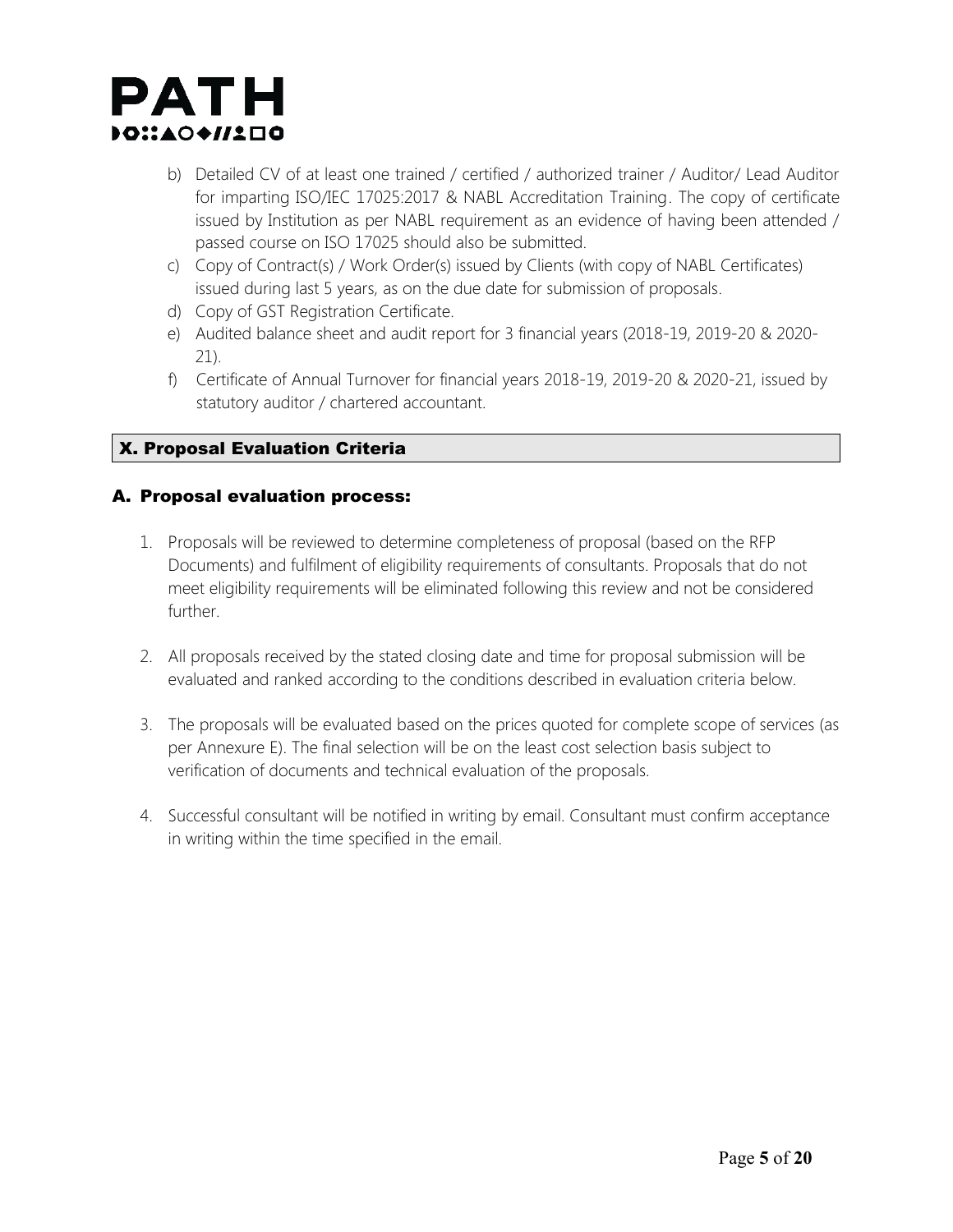b) Detailed CV of at least one trained / certified / authorized trainer / Auditor/ Lead Auditor for imparting ISO/IEC 17025:2017 & NABL Accreditation Training. The copy of certificate issued by Institution as per NABL requirement as an evidence of having been attended / passed course on ISO 17025 should also be submitted.

c) Copy of Contract(s) / Work Order(s) issued by Clients (with copy of NABL Certificates) issued during last 5 years, as on the due date for submission of proposals.

d) Copy of GST Registration Certificate.

e) Audited balance sheet and audit report for 3 financial years (2018-19, 2019-20 & 2020-21).

f) Certificate of Annual Turnover for financial years 2018-19, 2019-20 & 2020-21, issued by statutory auditor / chartered accountant.

## X. Proposal Evaluation Criteria

### A. Proposal evaluation process:

1. Proposals will be reviewed to determine completeness of proposal (based on the RFP Documents) and fulfilment of eligibility requirements of consultants. Proposals that do not meet eligibility requirements will be eliminated following this review and not be considered further.

2. All proposals received by the stated closing date and time for proposal submission will be evaluated and ranked according to the conditions described in evaluation criteria below.

3. The proposals will be evaluated based on the prices quoted for complete scope of services (as per Annexure E). The final selection will be on the least cost selection basis subject to verification of documents and technical evaluation of the proposals.

4. Successful consultant will be notified in writing by email. Consultant must confirm acceptance in writing within the time specified in the email.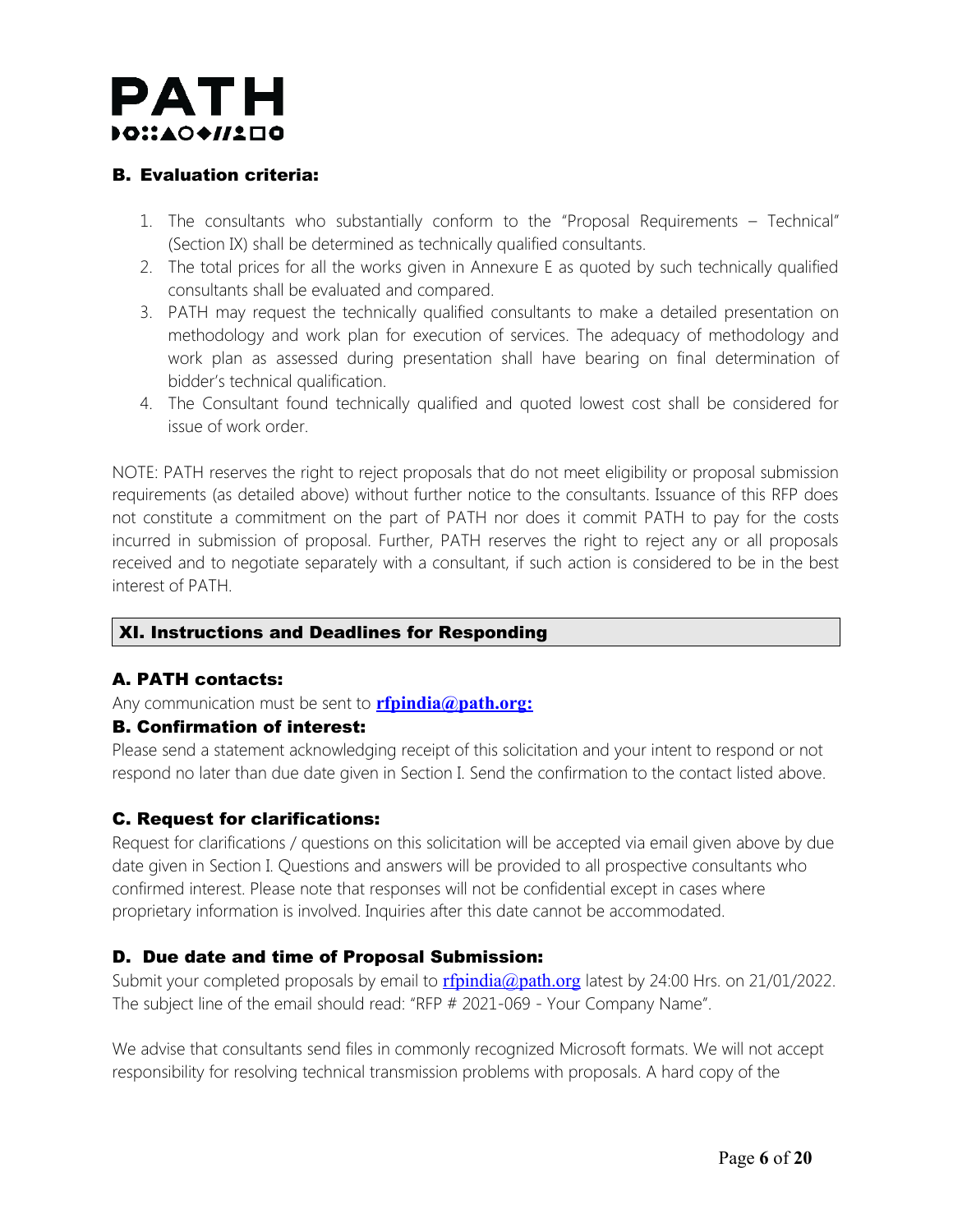### B. Evaluation criteria:

1. The consultants who substantially conform to the "Proposal Requirements – Technical" (Section IX) shall be determined as technically qualified consultants.
2. The total prices for all the works given in Annexure E as quoted by such technically qualified consultants shall be evaluated and compared.
3. PATH may request the technically qualified consultants to make a detailed presentation on methodology and work plan for execution of services. The adequacy of methodology and work plan as assessed during presentation shall have bearing on final determination of bidder's technical qualification.
4. The Consultant found technically qualified and quoted lowest cost shall be considered for issue of work order.

NOTE: PATH reserves the right to reject proposals that do not meet eligibility or proposal submission requirements (as detailed above) without further notice to the consultants. Issuance of this RFP does not constitute a commitment on the part of PATH nor does it commit PATH to pay for the costs incurred in submission of proposal. Further, PATH reserves the right to reject any or all proposals received and to negotiate separately with a consultant, if such action is considered to be in the best interest of PATH.

## XI. Instructions and Deadlines for Responding

### A. PATH contacts:

Any communication must be sent to **rfpindia@path.org:**

### B. Confirmation of interest:

Please send a statement acknowledging receipt of this solicitation and your intent to respond or not respond no later than due date given in Section I. Send the confirmation to the contact listed above.

### C. Request for clarifications:

Request for clarifications / questions on this solicitation will be accepted via email given above by due date given in Section I. Questions and answers will be provided to all prospective consultants who confirmed interest. Please note that responses will not be confidential except in cases where proprietary information is involved. Inquiries after this date cannot be accommodated.

### D. Due date and time of Proposal Submission:

Submit your completed proposals by email to rfpindia@path.org latest by 24:00 Hrs. on 21/01/2022. The subject line of the email should read: "RFP # 2021-069 - Your Company Name".

We advise that consultants send files in commonly recognized Microsoft formats. We will not accept responsibility for resolving technical transmission problems with proposals. A hard copy of the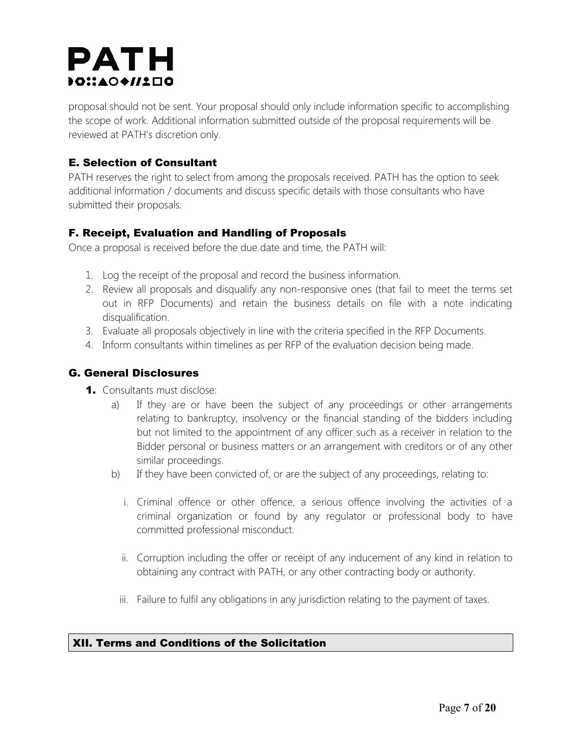proposal should not be sent. Your proposal should only include information specific to accomplishing the scope of work. Additional information submitted outside of the proposal requirements will be reviewed at PATH's discretion only.

### E. Selection of Consultant

PATH reserves the right to select from among the proposals received. PATH has the option to seek additional information / documents and discuss specific details with those consultants who have submitted their proposals.

### F. Receipt, Evaluation and Handling of Proposals

Once a proposal is received before the due date and time, the PATH will:

1. Log the receipt of the proposal and record the business information.
2. Review all proposals and disqualify any non-responsive ones (that fail to meet the terms set out in RFP Documents) and retain the business details on file with a note indicating disqualification.
3. Evaluate all proposals objectively in line with the criteria specified in the RFP Documents.
4. Inform consultants within timelines as per RFP of the evaluation decision being made.

### G. General Disclosures

1. Consultants must disclose:
   a) If they are or have been the subject of any proceedings or other arrangements relating to bankruptcy, insolvency or the financial standing of the bidders including but not limited to the appointment of any officer such as a receiver in relation to the Bidder personal or business matters or an arrangement with creditors or of any other similar proceedings.
   b) If they have been convicted of, or are the subject of any proceedings, relating to:
      i. Criminal offence or other offence, a serious offence involving the activities of a criminal organization or found by any regulator or professional body to have committed professional misconduct.
      ii. Corruption including the offer or receipt of any inducement of any kind in relation to obtaining any contract with PATH, or any other contracting body or authority.
      iii. Failure to fulfil any obligations in any jurisdiction relating to the payment of taxes.

## XII. Terms and Conditions of the Solicitation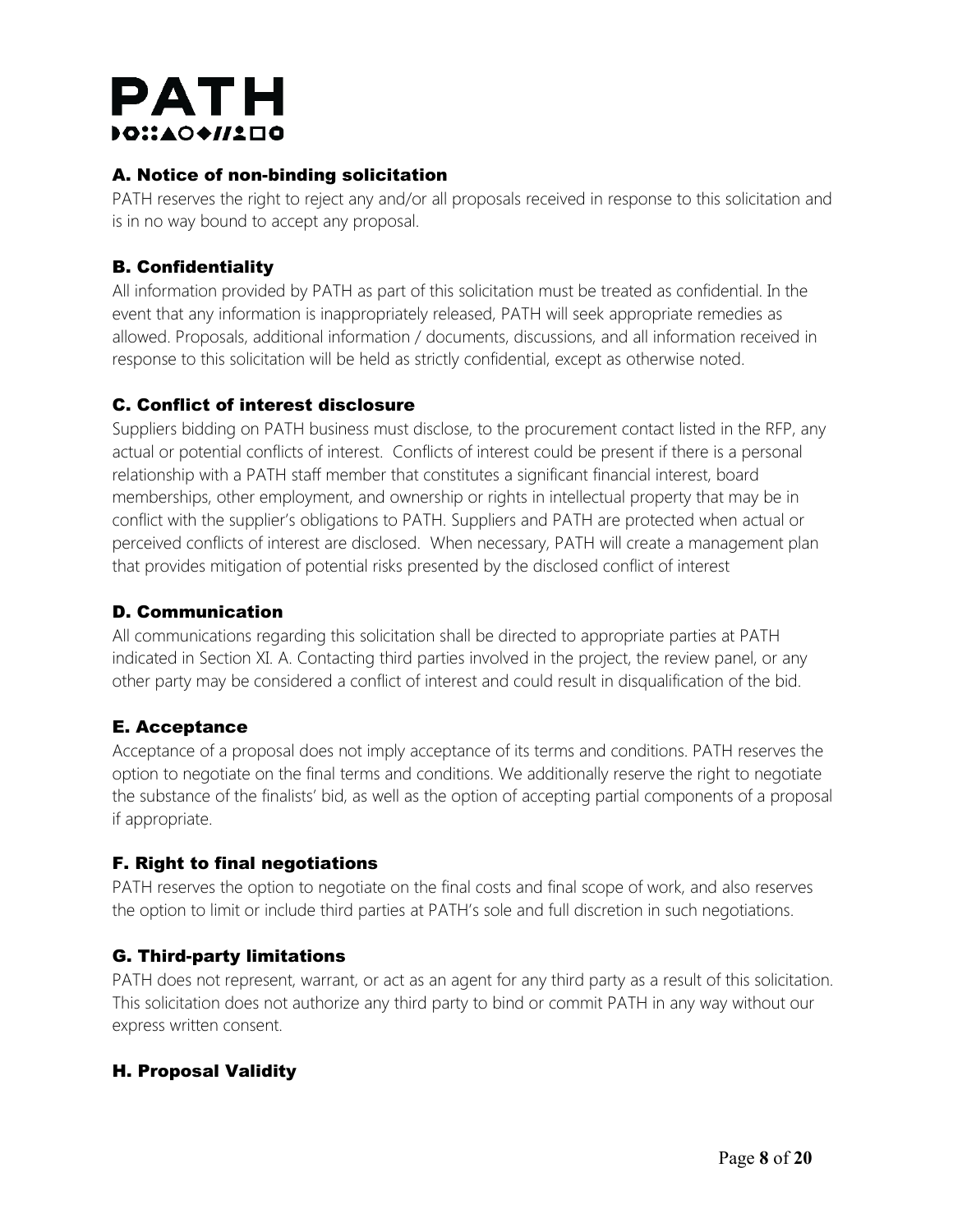### A. Notice of non-binding solicitation

PATH reserves the right to reject any and/or all proposals received in response to this solicitation and is in no way bound to accept any proposal.

### B. Confidentiality

All information provided by PATH as part of this solicitation must be treated as confidential. In the event that any information is inappropriately released, PATH will seek appropriate remedies as allowed. Proposals, additional information / documents, discussions, and all information received in response to this solicitation will be held as strictly confidential, except as otherwise noted.

### C. Conflict of interest disclosure

Suppliers bidding on PATH business must disclose, to the procurement contact listed in the RFP, any actual or potential conflicts of interest. Conflicts of interest could be present if there is a personal relationship with a PATH staff member that constitutes a significant financial interest, board memberships, other employment, and ownership or rights in intellectual property that may be in conflict with the supplier's obligations to PATH. Suppliers and PATH are protected when actual or perceived conflicts of interest are disclosed. When necessary, PATH will create a management plan that provides mitigation of potential risks presented by the disclosed conflict of interest

### D. Communication

All communications regarding this solicitation shall be directed to appropriate parties at PATH indicated in Section XI. A. Contacting third parties involved in the project, the review panel, or any other party may be considered a conflict of interest and could result in disqualification of the bid.

### E. Acceptance

Acceptance of a proposal does not imply acceptance of its terms and conditions. PATH reserves the option to negotiate on the final terms and conditions. We additionally reserve the right to negotiate the substance of the finalists' bid, as well as the option of accepting partial components of a proposal if appropriate.

### F. Right to final negotiations

PATH reserves the option to negotiate on the final costs and final scope of work, and also reserves the option to limit or include third parties at PATH's sole and full discretion in such negotiations.

### G. Third-party limitations

PATH does not represent, warrant, or act as an agent for any third party as a result of this solicitation. This solicitation does not authorize any third party to bind or commit PATH in any way without our express written consent.

### H. Proposal Validity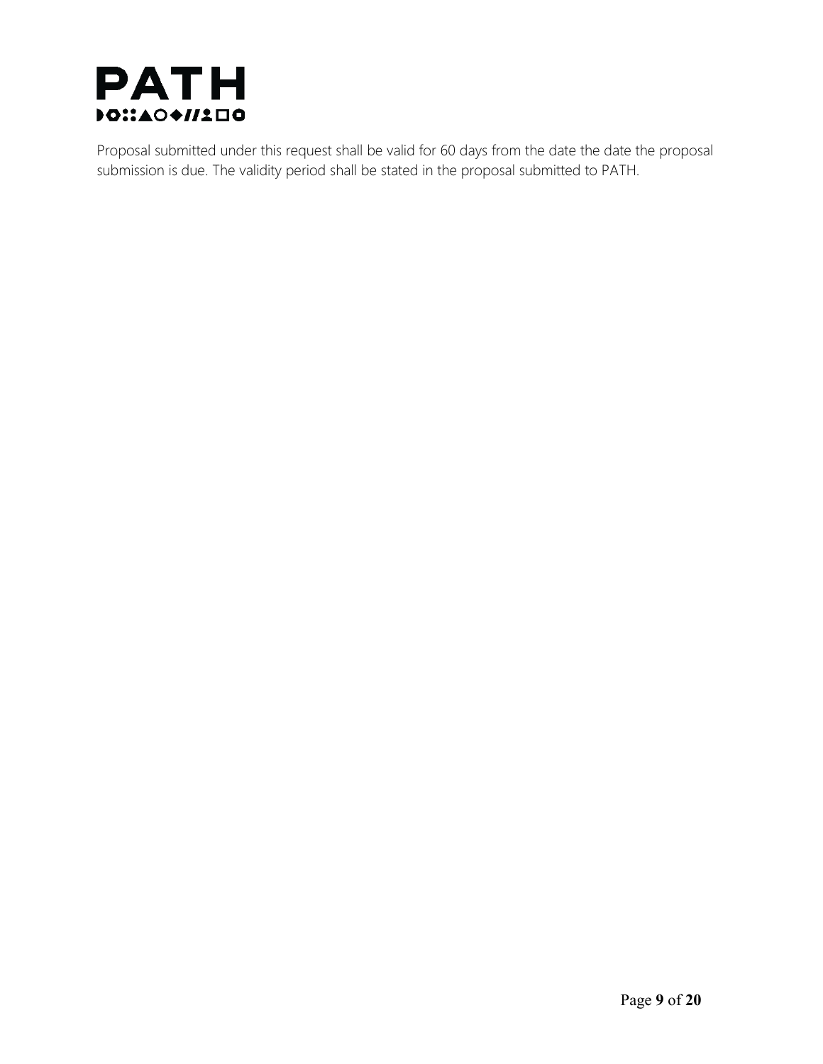Proposal submitted under this request shall be valid for 60 days from the date the date the proposal submission is due. The validity period shall be stated in the proposal submitted to PATH.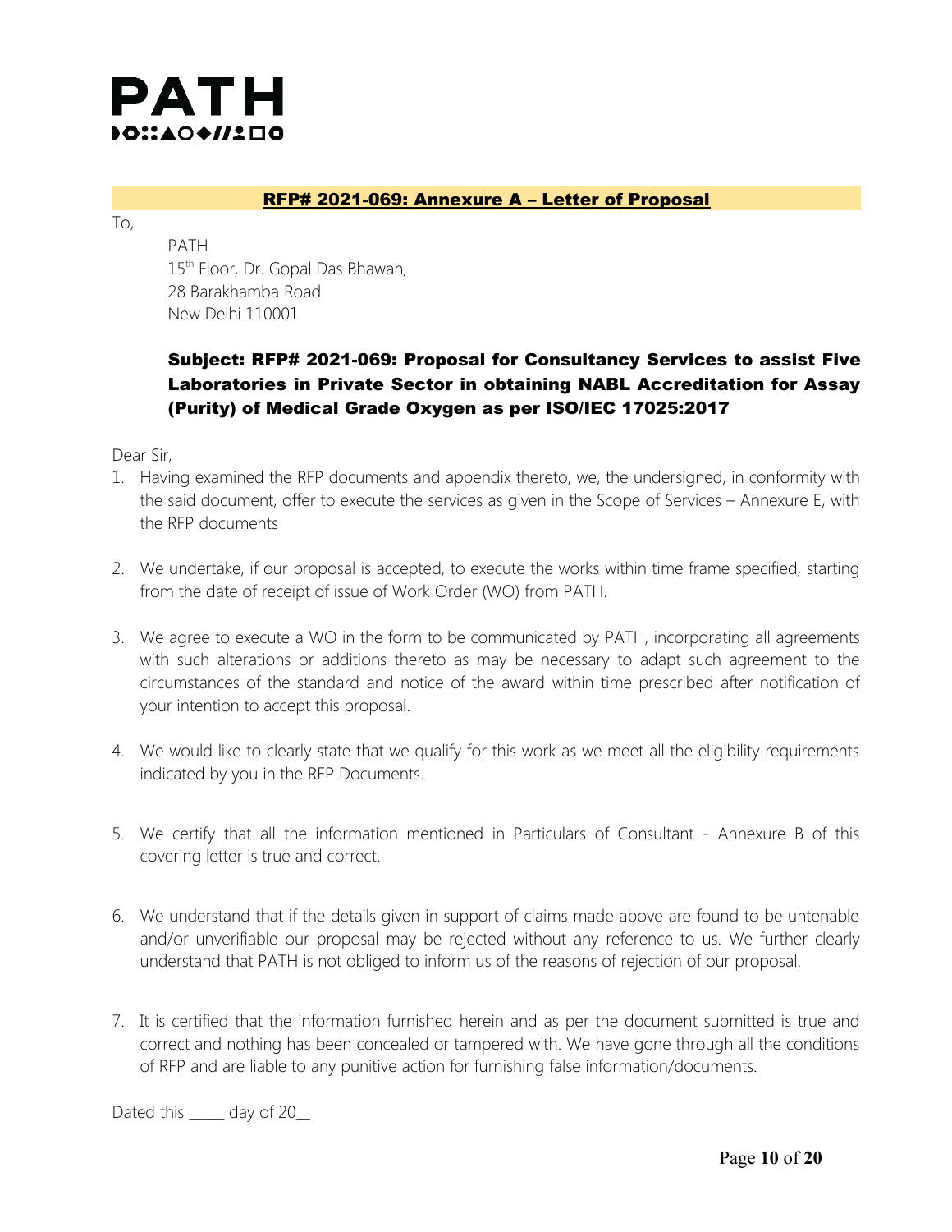PATH

## RFP# 2021-069: Annexure A – Letter of Proposal

To,

PATH
15th Floor, Dr. Gopal Das Bhawan,
28 Barakhamba Road
New Delhi 110001

### Subject: RFP# 2021-069: Proposal for Consultancy Services to assist Five Laboratories in Private Sector in obtaining NABL Accreditation for Assay (Purity) of Medical Grade Oxygen as per ISO/IEC 17025:2017

Dear Sir,

1. Having examined the RFP documents and appendix thereto, we, the undersigned, in conformity with the said document, offer to execute the services as given in the Scope of Services – Annexure E, with the RFP documents

2. We undertake, if our proposal is accepted, to execute the works within time frame specified, starting from the date of receipt of issue of Work Order (WO) from PATH.

3. We agree to execute a WO in the form to be communicated by PATH, incorporating all agreements with such alterations or additions thereto as may be necessary to adapt such agreement to the circumstances of the standard and notice of the award within time prescribed after notification of your intention to accept this proposal.

4. We would like to clearly state that we qualify for this work as we meet all the eligibility requirements indicated by you in the RFP Documents.

5. We certify that all the information mentioned in Particulars of Consultant - Annexure B of this covering letter is true and correct.

6. We understand that if the details given in support of claims made above are found to be untenable and/or unverifiable our proposal may be rejected without any reference to us. We further clearly understand that PATH is not obliged to inform us of the reasons of rejection of our proposal.

7. It is certified that the information furnished herein and as per the document submitted is true and correct and nothing has been concealed or tampered with. We have gone through all the conditions of RFP and are liable to any punitive action for furnishing false information/documents.

Dated this _____ day of 20__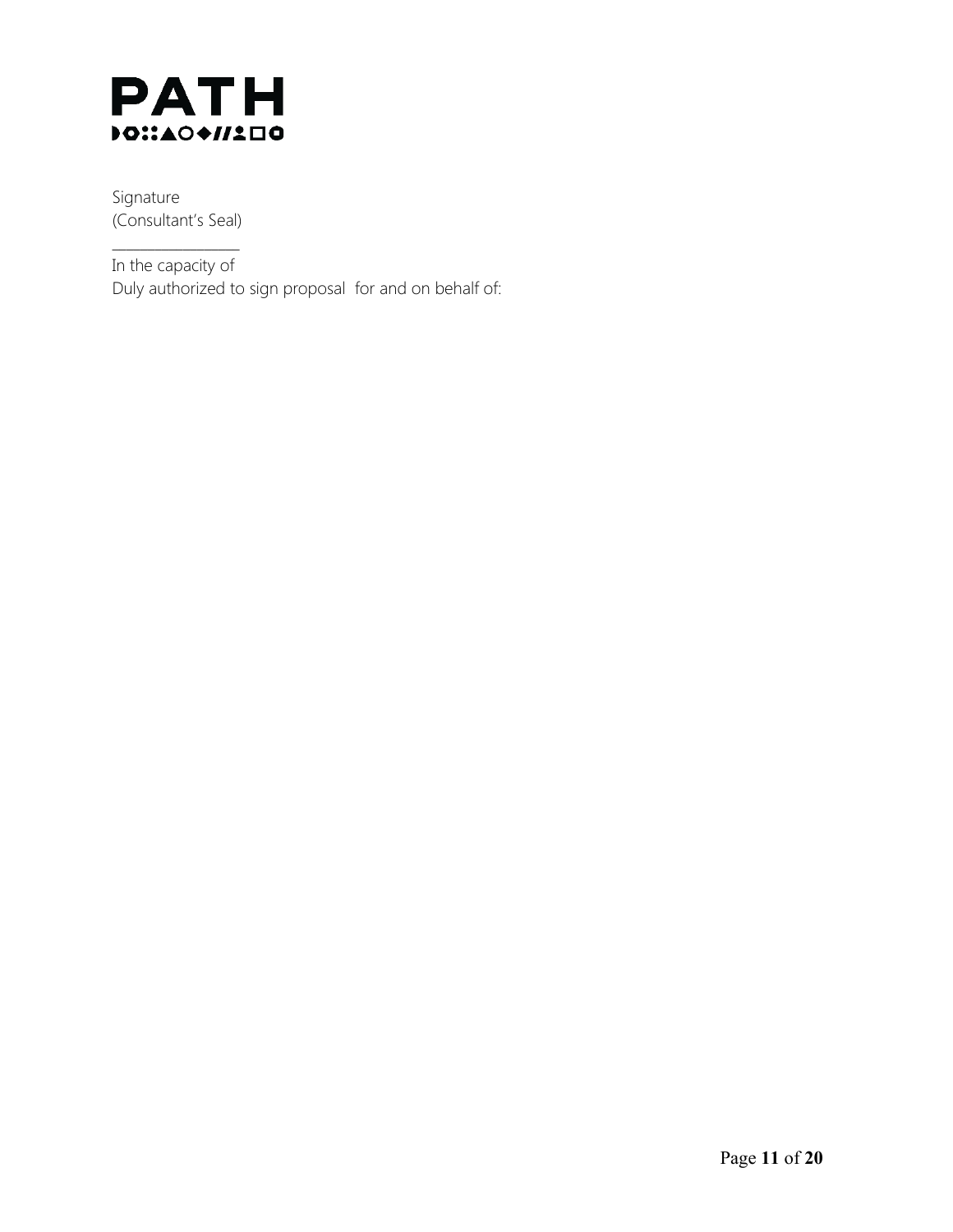Signature
(Consultant's Seal)

_________________

In the capacity of
Duly authorized to sign proposal  for and on behalf of: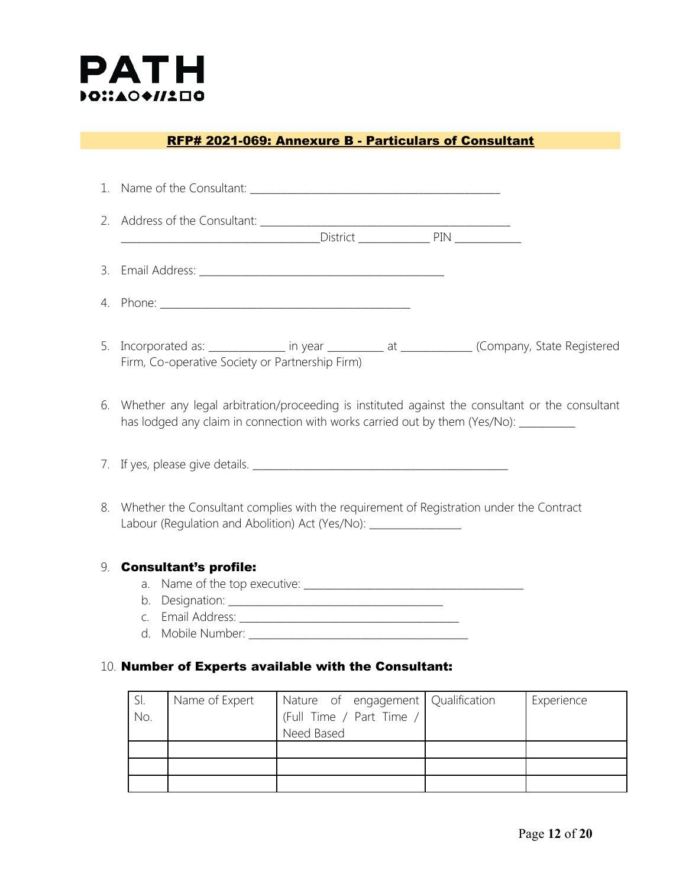**PATH**

## RFP# 2021-069: Annexure B - Particulars of Consultant

1. Name of the Consultant: ____________________________________________

2. Address of the Consultant: ____________________________________________
   ___________________________________District _____________ PIN ____________

3. Email Address: ____________________________________________

4. Phone: ____________________________________________

5. Incorporated as: ______________ in year __________ at _____________ (Company, State Registered Firm, Co-operative Society or Partnership Firm)

6. Whether any legal arbitration/proceeding is instituted against the consultant or the consultant has lodged any claim in connection with works carried out by them (Yes/No): __________

7. If yes, please give details. ____________________________________________

8. Whether the Consultant complies with the requirement of Registration under the Contract Labour (Regulation and Abolition) Act (Yes/No): ________________

9. **Consultant's profile:**
   a. Name of the top executive: ______________________________________
   b. Designation: ______________________________________
   c. Email Address: ______________________________________
   d. Mobile Number: ______________________________________

10. **Number of Experts available with the Consultant:**

| Sl. No. | Name of Expert | Nature of engagement (Full Time / Part Time / Need Based | Qualification | Experience |
|---|---|---|---|---|
| | | | | |
| | | | | |
| | | | | |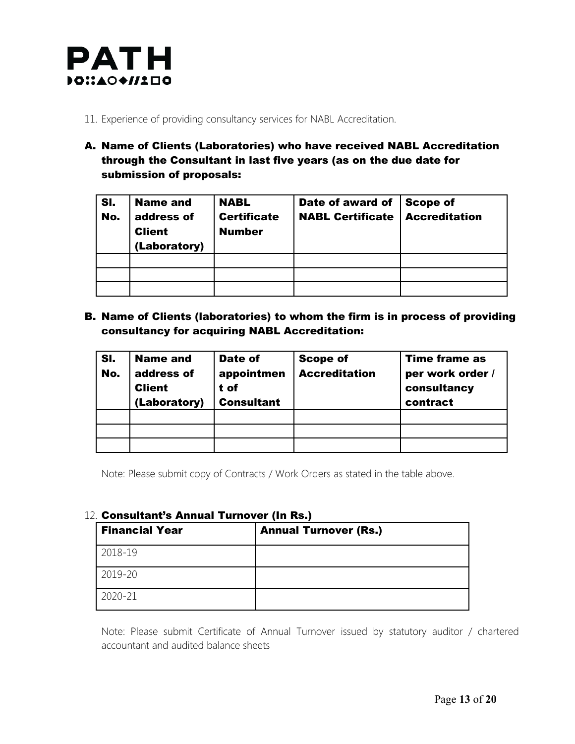11. Experience of providing consultancy services for NABL Accreditation.

### A. Name of Clients (Laboratories) who have received NABL Accreditation through the Consultant in last five years (as on the due date for submission of proposals:

| Sl. No. | Name and address of Client (Laboratory) | NABL Certificate Number | Date of award of NABL Certificate | Scope of Accreditation |
|---|---|---|---|---|
| | | | | |
| | | | | |
| | | | | |

### B. Name of Clients (laboratories) to whom the firm is in process of providing consultancy for acquiring NABL Accreditation:

| Sl. No. | Name and address of Client (Laboratory) | Date of appointment of Consultant | Scope of Accreditation | Time frame as per work order / consultancy contract |
|---|---|---|---|---|
| | | | | |
| | | | | |
| | | | | |

Note: Please submit copy of Contracts / Work Orders as stated in the table above.

12. **Consultant's Annual Turnover (In Rs.)**

| Financial Year | Annual Turnover (Rs.) |
|---|---|
| 2018-19 | |
| 2019-20 | |
| 2020-21 | |

Note: Please submit Certificate of Annual Turnover issued by statutory auditor / chartered accountant and audited balance sheets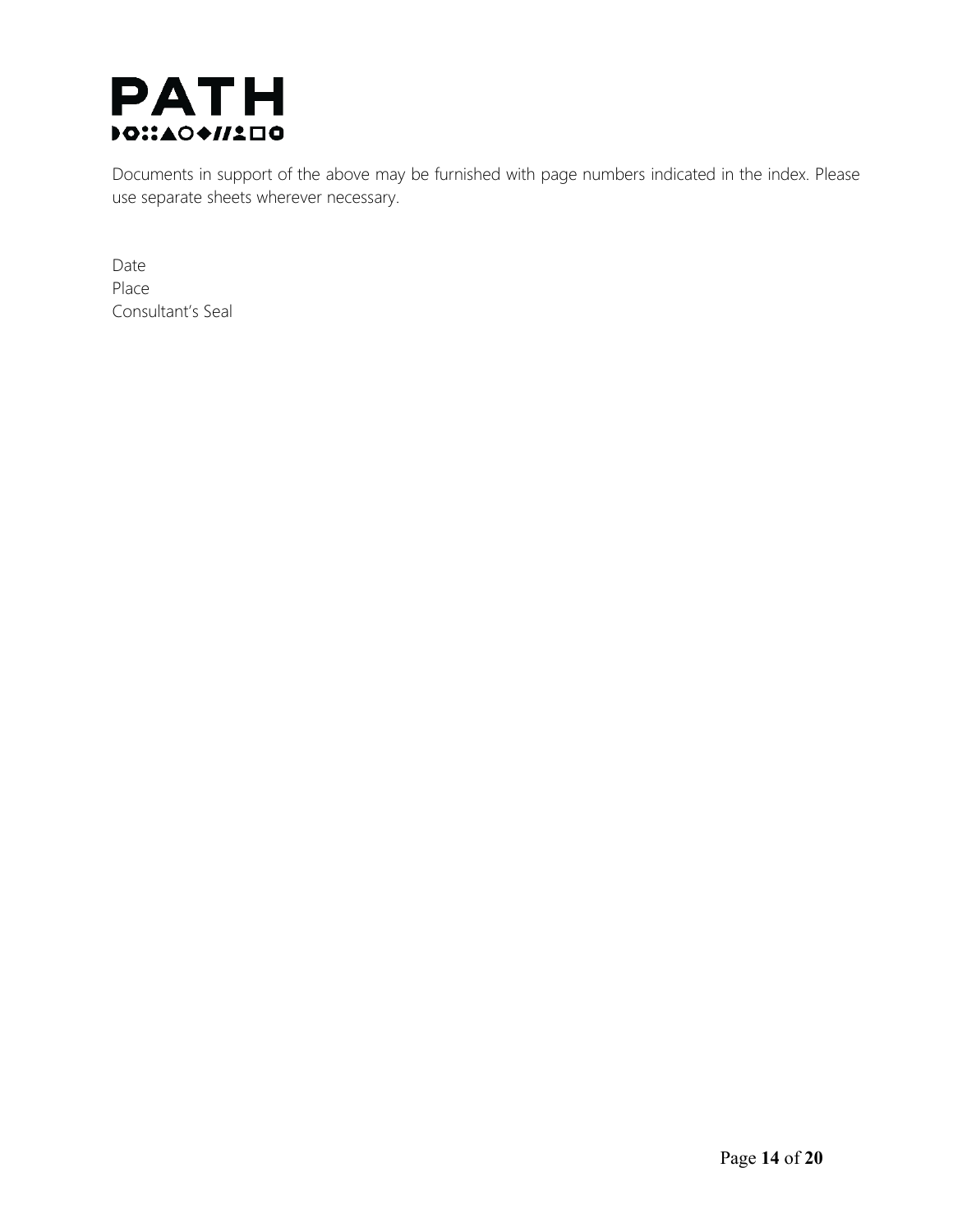Documents in support of the above may be furnished with page numbers indicated in the index. Please use separate sheets wherever necessary.

Date
Place
Consultant's Seal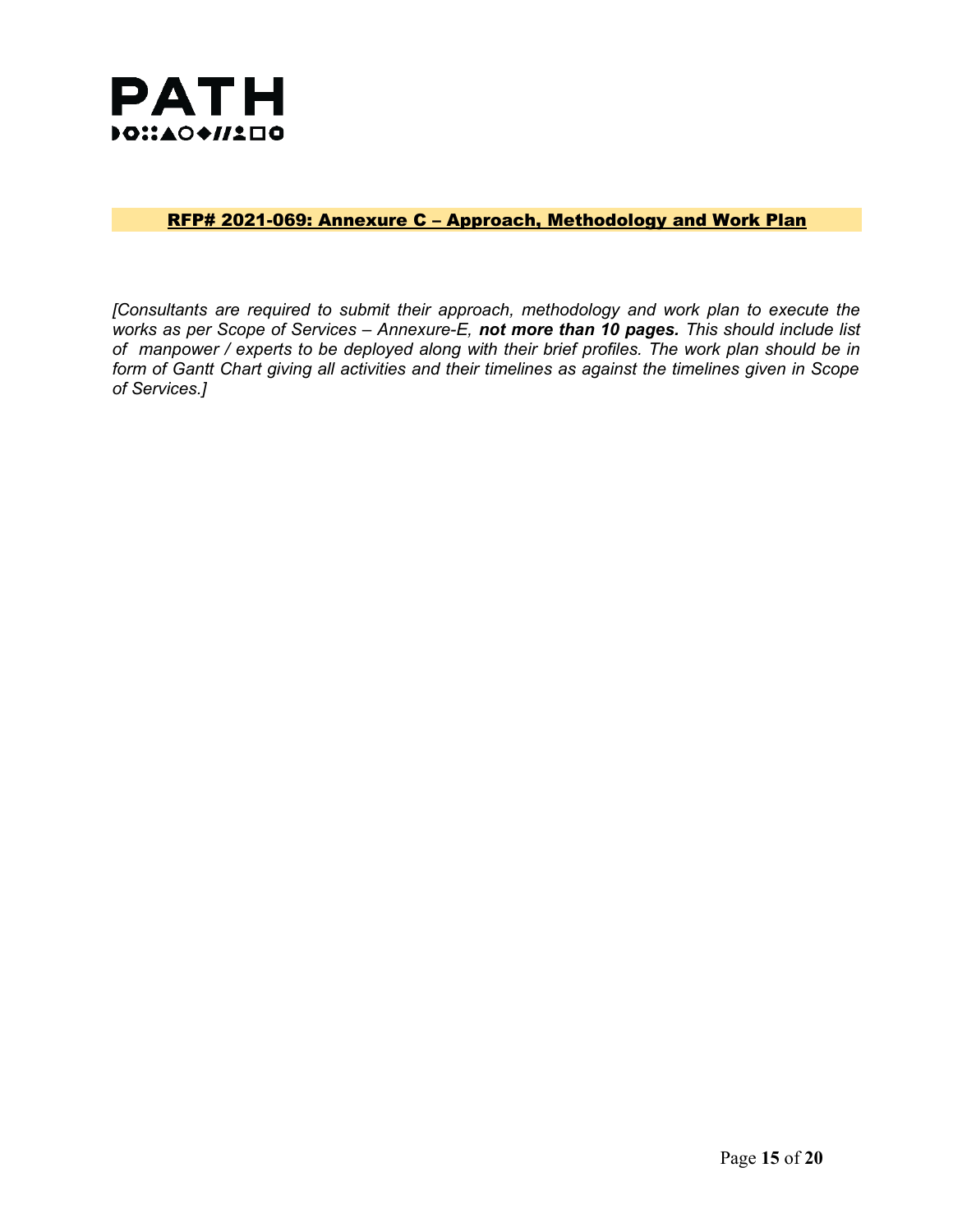PATH

## RFP# 2021-069: Annexure C – Approach, Methodology and Work Plan

*[Consultants are required to submit their approach, methodology and work plan to execute the works as per Scope of Services – Annexure-E,* ***not more than 10 pages.*** *This should include list of manpower / experts to be deployed along with their brief profiles. The work plan should be in form of Gantt Chart giving all activities and their timelines as against the timelines given in Scope of Services.]*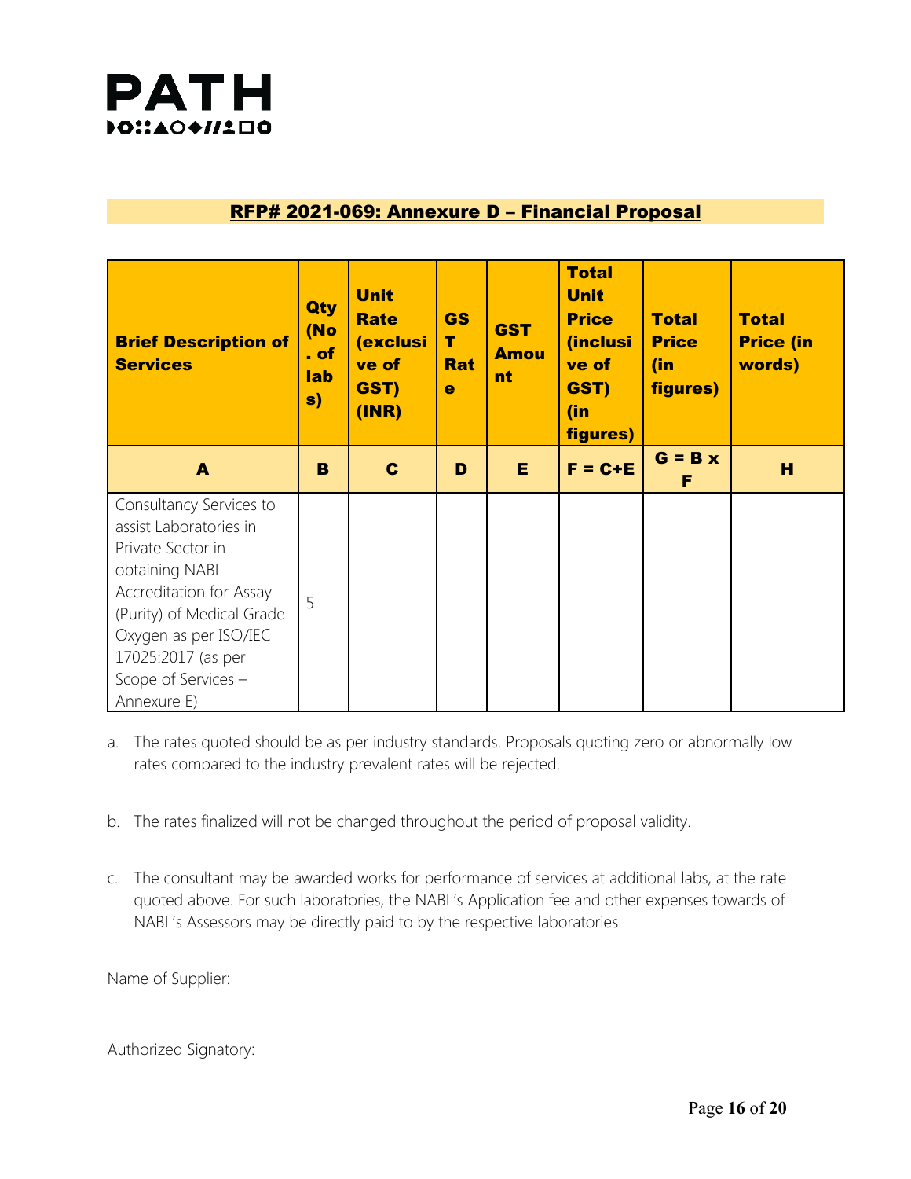PATH

## RFP# 2021-069: Annexure D – Financial Proposal

| Brief Description of Services | Qty (No. of labs) | Unit Rate (exclusive of GST) (INR) | GST Rate | GST Amount | Total Unit Price (inclusive of GST) (in figures) | Total Price (in figures) | Total Price (in words) |
|---|---|---|---|---|---|---|---|
| A | B | C | D | E | F = C+E | G = B x F | H |
| Consultancy Services to assist Laboratories in Private Sector in obtaining NABL Accreditation for Assay (Purity) of Medical Grade Oxygen as per ISO/IEC 17025:2017 (as per Scope of Services – Annexure E) | 5 | | | | | | |

a. The rates quoted should be as per industry standards. Proposals quoting zero or abnormally low rates compared to the industry prevalent rates will be rejected.

b. The rates finalized will not be changed throughout the period of proposal validity.

c. The consultant may be awarded works for performance of services at additional labs, at the rate quoted above. For such laboratories, the NABL's Application fee and other expenses towards of NABL's Assessors may be directly paid to by the respective laboratories.

Name of Supplier:

Authorized Signatory: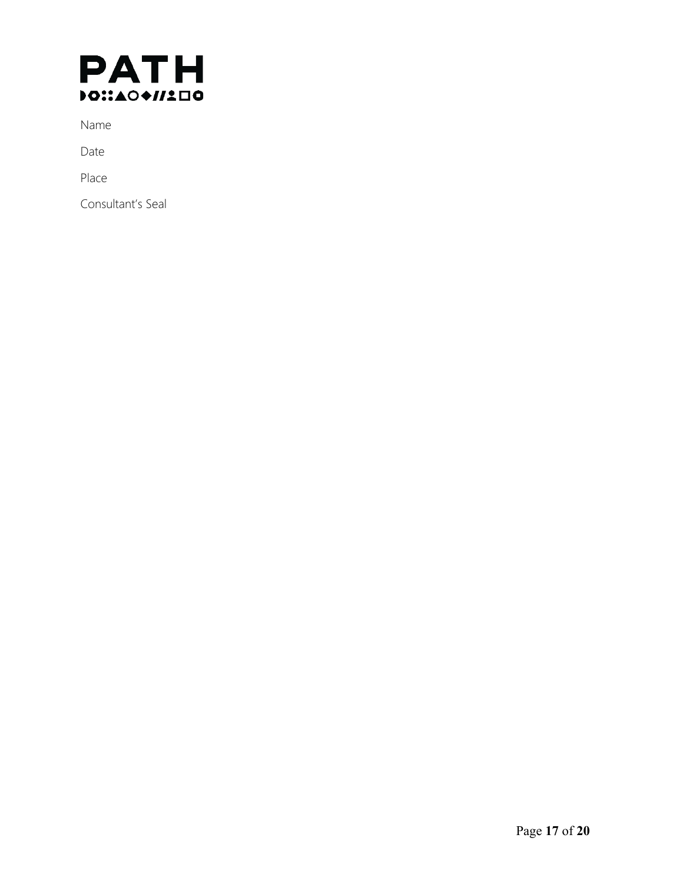Name

Date

Place

Consultant's Seal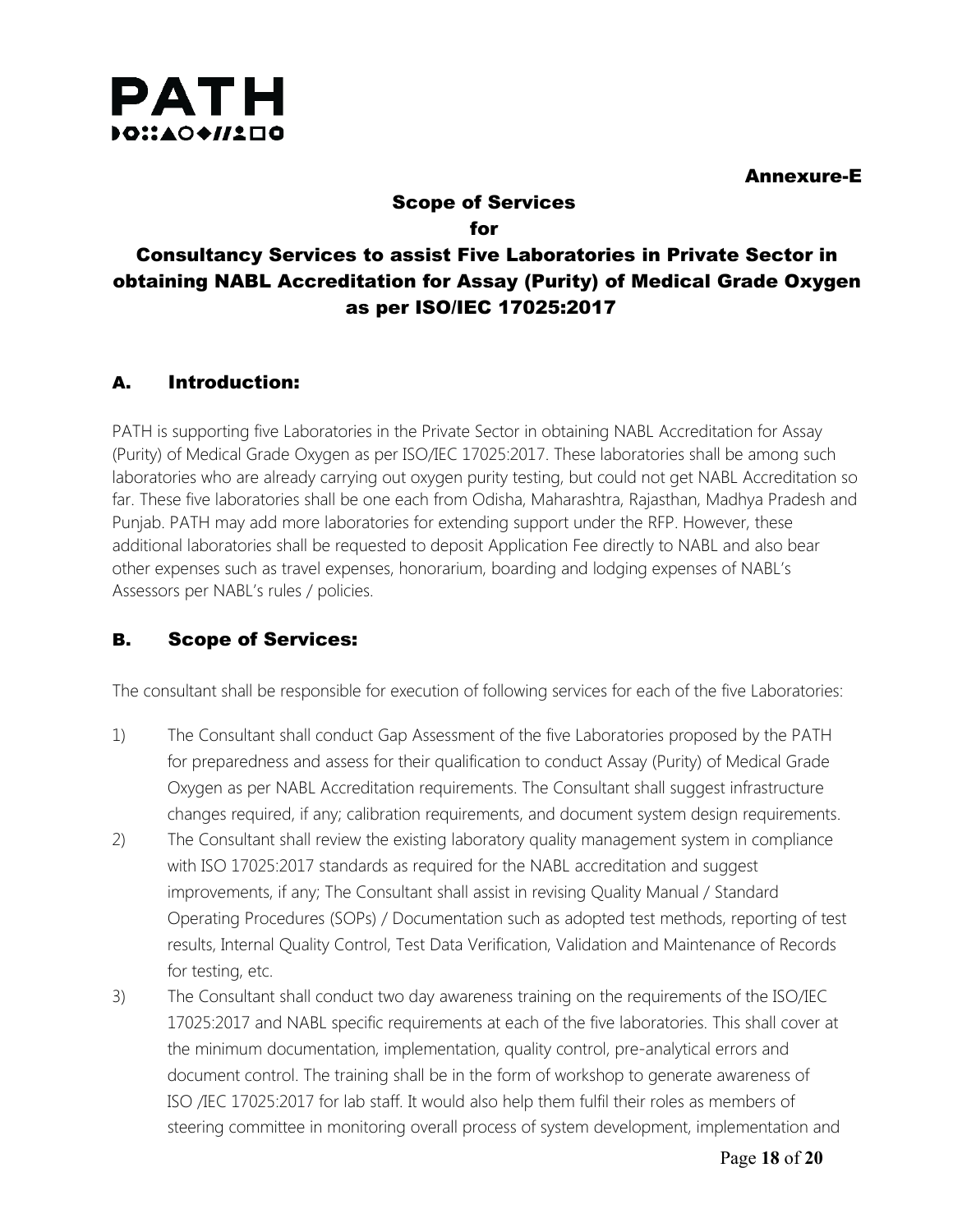Annexure-E

# Scope of Services
# for
# Consultancy Services to assist Five Laboratories in Private Sector in obtaining NABL Accreditation for Assay (Purity) of Medical Grade Oxygen as per ISO/IEC 17025:2017

## A. Introduction:

PATH is supporting five Laboratories in the Private Sector in obtaining NABL Accreditation for Assay (Purity) of Medical Grade Oxygen as per ISO/IEC 17025:2017. These laboratories shall be among such laboratories who are already carrying out oxygen purity testing, but could not get NABL Accreditation so far. These five laboratories shall be one each from Odisha, Maharashtra, Rajasthan, Madhya Pradesh and Punjab. PATH may add more laboratories for extending support under the RFP. However, these additional laboratories shall be requested to deposit Application Fee directly to NABL and also bear other expenses such as travel expenses, honorarium, boarding and lodging expenses of NABL's Assessors per NABL's rules / policies.

## B. Scope of Services:

The consultant shall be responsible for execution of following services for each of the five Laboratories:

1) The Consultant shall conduct Gap Assessment of the five Laboratories proposed by the PATH for preparedness and assess for their qualification to conduct Assay (Purity) of Medical Grade Oxygen as per NABL Accreditation requirements. The Consultant shall suggest infrastructure changes required, if any; calibration requirements, and document system design requirements.
2) The Consultant shall review the existing laboratory quality management system in compliance with ISO 17025:2017 standards as required for the NABL accreditation and suggest improvements, if any; The Consultant shall assist in revising Quality Manual / Standard Operating Procedures (SOPs) / Documentation such as adopted test methods, reporting of test results, Internal Quality Control, Test Data Verification, Validation and Maintenance of Records for testing, etc.
3) The Consultant shall conduct two day awareness training on the requirements of the ISO/IEC 17025:2017 and NABL specific requirements at each of the five laboratories. This shall cover at the minimum documentation, implementation, quality control, pre-analytical errors and document control. The training shall be in the form of workshop to generate awareness of ISO /IEC 17025:2017 for lab staff. It would also help them fulfil their roles as members of steering committee in monitoring overall process of system development, implementation and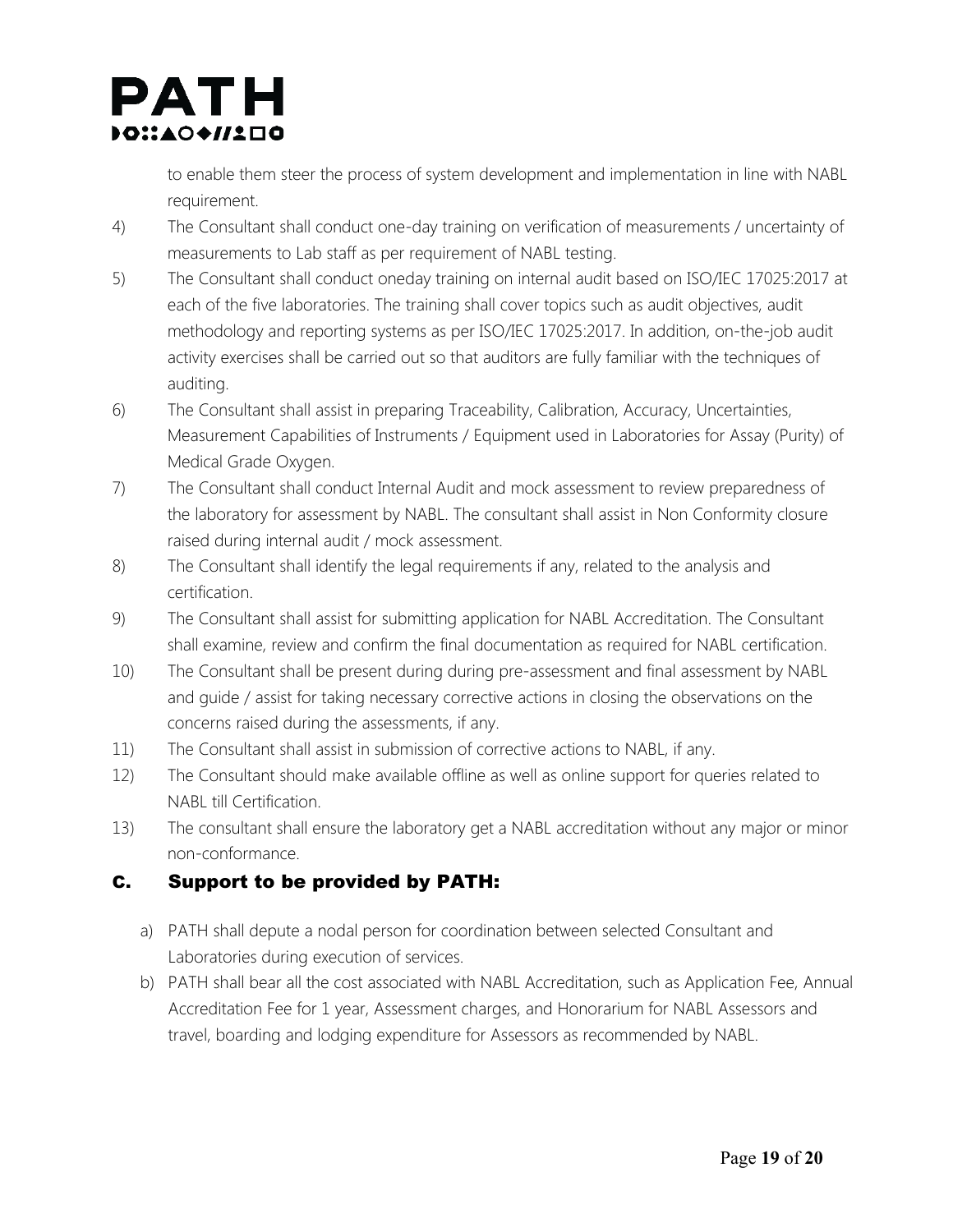to enable them steer the process of system development and implementation in line with NABL requirement.

4) The Consultant shall conduct one-day training on verification of measurements / uncertainty of measurements to Lab staff as per requirement of NABL testing.
5) The Consultant shall conduct oneday training on internal audit based on ISO/IEC 17025:2017 at each of the five laboratories. The training shall cover topics such as audit objectives, audit methodology and reporting systems as per ISO/IEC 17025:2017. In addition, on-the-job audit activity exercises shall be carried out so that auditors are fully familiar with the techniques of auditing.
6) The Consultant shall assist in preparing Traceability, Calibration, Accuracy, Uncertainties, Measurement Capabilities of Instruments / Equipment used in Laboratories for Assay (Purity) of Medical Grade Oxygen.
7) The Consultant shall conduct Internal Audit and mock assessment to review preparedness of the laboratory for assessment by NABL. The consultant shall assist in Non Conformity closure raised during internal audit / mock assessment.
8) The Consultant shall identify the legal requirements if any, related to the analysis and certification.
9) The Consultant shall assist for submitting application for NABL Accreditation. The Consultant shall examine, review and confirm the final documentation as required for NABL certification.
10) The Consultant shall be present during during pre-assessment and final assessment by NABL and guide / assist for taking necessary corrective actions in closing the observations on the concerns raised during the assessments, if any.
11) The Consultant shall assist in submission of corrective actions to NABL, if any.
12) The Consultant should make available offline as well as online support for queries related to NABL till Certification.
13) The consultant shall ensure the laboratory get a NABL accreditation without any major or minor non-conformance.

## C. Support to be provided by PATH:

a) PATH shall depute a nodal person for coordination between selected Consultant and Laboratories during execution of services.
b) PATH shall bear all the cost associated with NABL Accreditation, such as Application Fee, Annual Accreditation Fee for 1 year, Assessment charges, and Honorarium for NABL Assessors and travel, boarding and lodging expenditure for Assessors as recommended by NABL.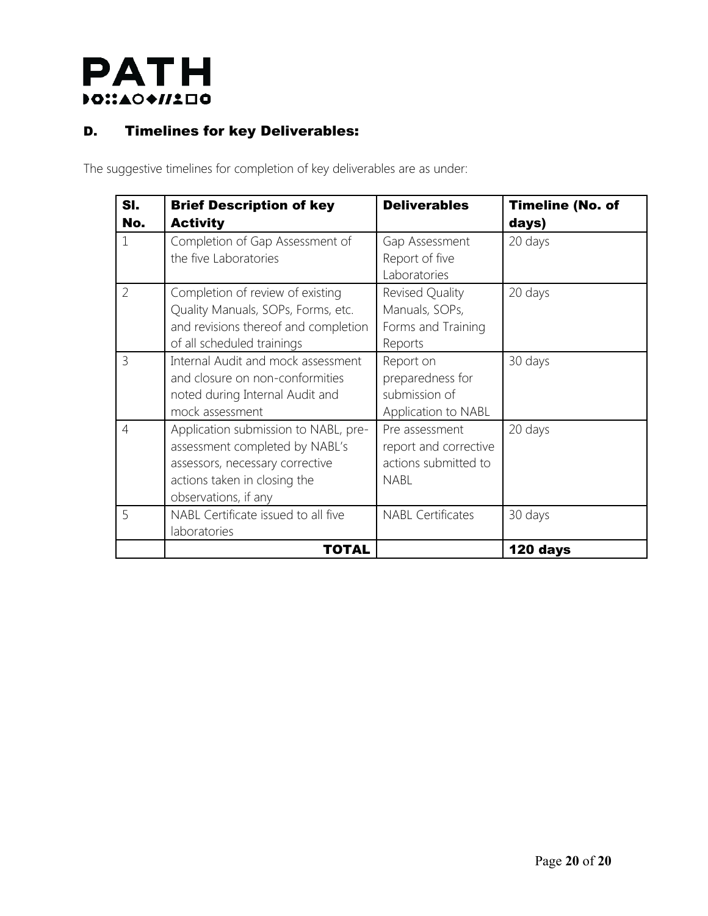## D. Timelines for key Deliverables:

The suggestive timelines for completion of key deliverables are as under:

| Sl. No. | Brief Description of key Activity | Deliverables | Timeline (No. of days) |
|---|---|---|---|
| 1 | Completion of Gap Assessment of the five Laboratories | Gap Assessment Report of five Laboratories | 20 days |
| 2 | Completion of review of existing Quality Manuals, SOPs, Forms, etc. and revisions thereof and completion of all scheduled trainings | Revised Quality Manuals, SOPs, Forms and Training Reports | 20 days |
| 3 | Internal Audit and mock assessment and closure on non-conformities noted during Internal Audit and mock assessment | Report on preparedness for submission of Application to NABL | 30 days |
| 4 | Application submission to NABL, pre-assessment completed by NABL's assessors, necessary corrective actions taken in closing the observations, if any | Pre assessment report and corrective actions submitted to NABL | 20 days |
| 5 | NABL Certificate issued to all five laboratories | NABL Certificates | 30 days |
| | **TOTAL** | | **120 days** |